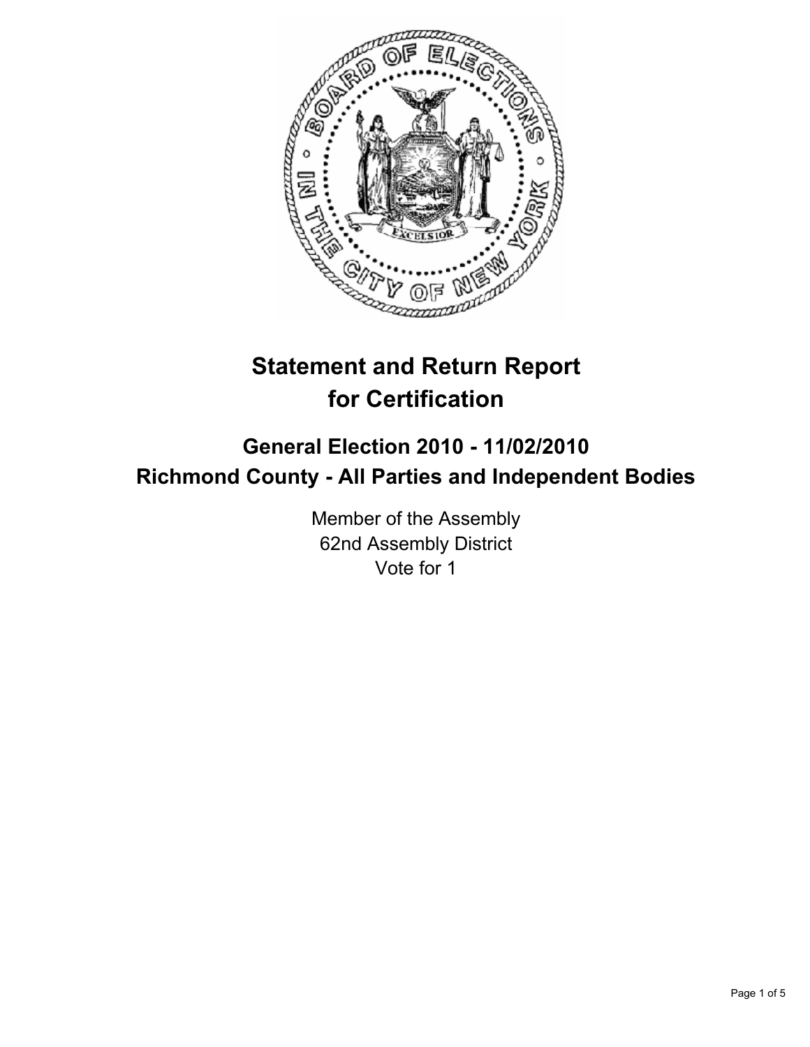# Statement and Return Report for Certification

## General Election 2010 - 11/02/2010
## Richmond County - All Parties and Independent Bodies

Member of the Assembly
62nd Assembly District
Vote for 1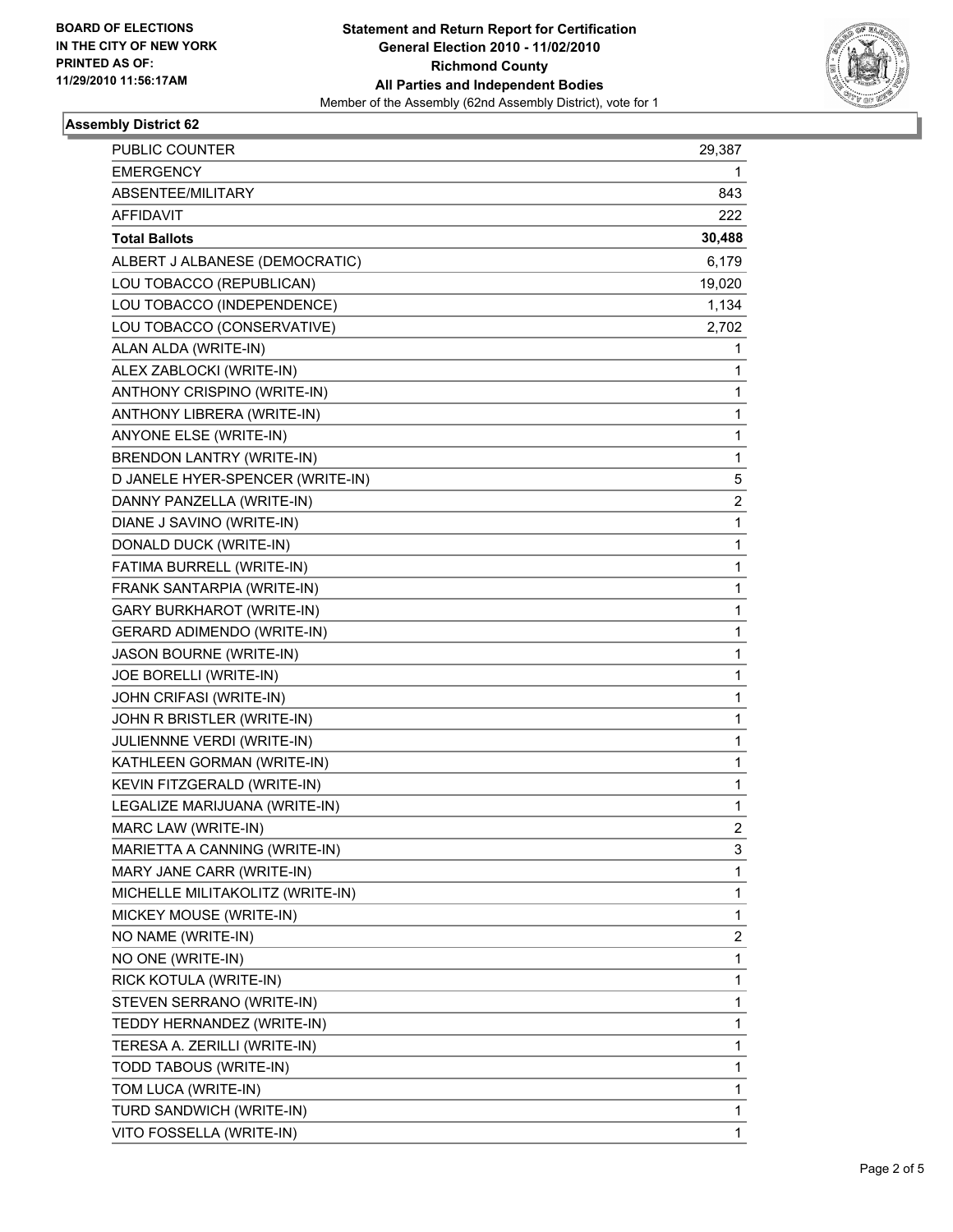**BOARD OF ELECTIONS**
**IN THE CITY OF NEW YORK**
**PRINTED AS OF:**
**11/29/2010 11:56:17AM**

**Statement and Return Report for Certification**
**General Election 2010 - 11/02/2010**
**Richmond County**
**All Parties and Independent Bodies**
Member of the Assembly (62nd Assembly District), vote for 1

## Assembly District 62

| | |
|---|---|
| PUBLIC COUNTER | 29,387 |
| EMERGENCY | 1 |
| ABSENTEE/MILITARY | 843 |
| AFFIDAVIT | 222 |
| **Total Ballots** | **30,488** |
| ALBERT J ALBANESE (DEMOCRATIC) | 6,179 |
| LOU TOBACCO (REPUBLICAN) | 19,020 |
| LOU TOBACCO (INDEPENDENCE) | 1,134 |
| LOU TOBACCO (CONSERVATIVE) | 2,702 |
| ALAN ALDA (WRITE-IN) | 1 |
| ALEX ZABLOCKI (WRITE-IN) | 1 |
| ANTHONY CRISPINO (WRITE-IN) | 1 |
| ANTHONY LIBRERA (WRITE-IN) | 1 |
| ANYONE ELSE (WRITE-IN) | 1 |
| BRENDON LANTRY (WRITE-IN) | 1 |
| D JANELE HYER-SPENCER (WRITE-IN) | 5 |
| DANNY PANZELLA (WRITE-IN) | 2 |
| DIANE J SAVINO (WRITE-IN) | 1 |
| DONALD DUCK (WRITE-IN) | 1 |
| FATIMA BURRELL (WRITE-IN) | 1 |
| FRANK SANTARPIA (WRITE-IN) | 1 |
| GARY BURKHAROT (WRITE-IN) | 1 |
| GERARD ADIMENDO (WRITE-IN) | 1 |
| JASON BOURNE (WRITE-IN) | 1 |
| JOE BORELLI (WRITE-IN) | 1 |
| JOHN CRIFASI (WRITE-IN) | 1 |
| JOHN R BRISTLER (WRITE-IN) | 1 |
| JULIENNNE VERDI (WRITE-IN) | 1 |
| KATHLEEN GORMAN (WRITE-IN) | 1 |
| KEVIN FITZGERALD (WRITE-IN) | 1 |
| LEGALIZE MARIJUANA (WRITE-IN) | 1 |
| MARC LAW (WRITE-IN) | 2 |
| MARIETTA A CANNING (WRITE-IN) | 3 |
| MARY JANE CARR (WRITE-IN) | 1 |
| MICHELLE MILITAKOLITZ (WRITE-IN) | 1 |
| MICKEY MOUSE (WRITE-IN) | 1 |
| NO NAME (WRITE-IN) | 2 |
| NO ONE (WRITE-IN) | 1 |
| RICK KOTULA (WRITE-IN) | 1 |
| STEVEN SERRANO (WRITE-IN) | 1 |
| TEDDY HERNANDEZ (WRITE-IN) | 1 |
| TERESA A. ZERILLI (WRITE-IN) | 1 |
| TODD TABOUS (WRITE-IN) | 1 |
| TOM LUCA (WRITE-IN) | 1 |
| TURD SANDWICH (WRITE-IN) | 1 |
| VITO FOSSELLA (WRITE-IN) | 1 |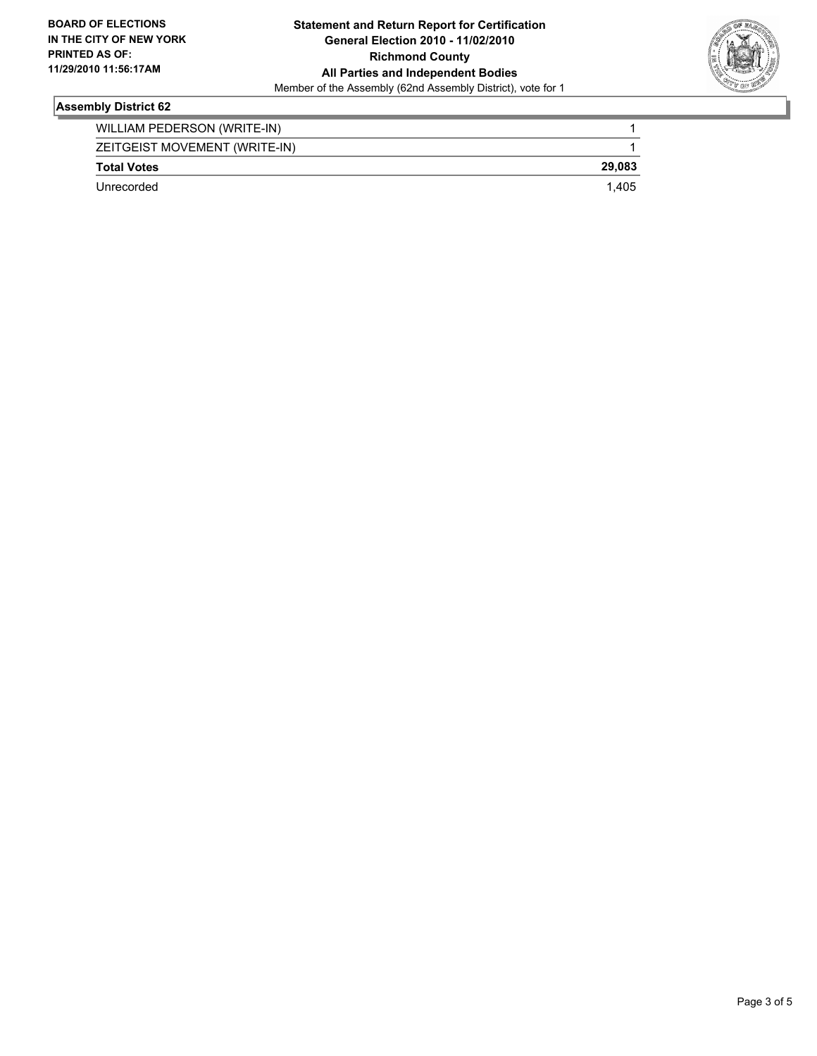**BOARD OF ELECTIONS IN THE CITY OF NEW YORK PRINTED AS OF: 11/29/2010 11:56:17AM**

**Statement and Return Report for Certification**
**General Election 2010 - 11/02/2010**
**Richmond County**
**All Parties and Independent Bodies**
Member of the Assembly (62nd Assembly District), vote for 1

### Assembly District 62

| | |
|---|---|
| WILLIAM PEDERSON (WRITE-IN) | 1 |
| ZEITGEIST MOVEMENT (WRITE-IN) | 1 |
| **Total Votes** | **29,083** |
| Unrecorded | 1,405 |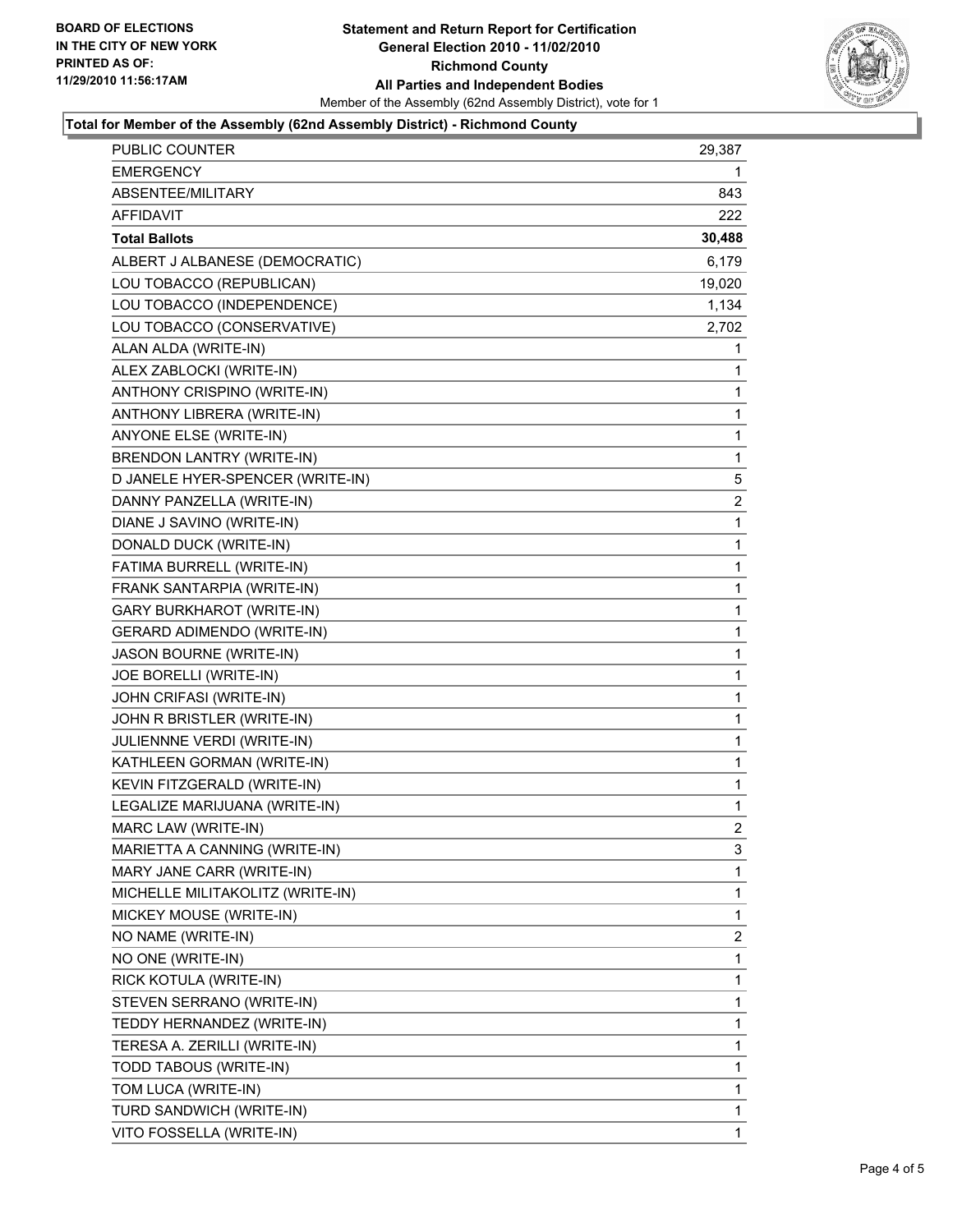**BOARD OF ELECTIONS**
**IN THE CITY OF NEW YORK**
**PRINTED AS OF:**
**11/29/2010 11:56:17AM**

# Statement and Return Report for Certification
## General Election 2010 - 11/02/2010
## Richmond County
## All Parties and Independent Bodies

Member of the Assembly (62nd Assembly District), vote for 1

### Total for Member of the Assembly (62nd Assembly District) - Richmond County

| | |
|---|---|
| PUBLIC COUNTER | 29,387 |
| EMERGENCY | 1 |
| ABSENTEE/MILITARY | 843 |
| AFFIDAVIT | 222 |
| **Total Ballots** | **30,488** |
| ALBERT J ALBANESE (DEMOCRATIC) | 6,179 |
| LOU TOBACCO (REPUBLICAN) | 19,020 |
| LOU TOBACCO (INDEPENDENCE) | 1,134 |
| LOU TOBACCO (CONSERVATIVE) | 2,702 |
| ALAN ALDA (WRITE-IN) | 1 |
| ALEX ZABLOCKI (WRITE-IN) | 1 |
| ANTHONY CRISPINO (WRITE-IN) | 1 |
| ANTHONY LIBRERA (WRITE-IN) | 1 |
| ANYONE ELSE (WRITE-IN) | 1 |
| BRENDON LANTRY (WRITE-IN) | 1 |
| D JANELE HYER-SPENCER (WRITE-IN) | 5 |
| DANNY PANZELLA (WRITE-IN) | 2 |
| DIANE J SAVINO (WRITE-IN) | 1 |
| DONALD DUCK (WRITE-IN) | 1 |
| FATIMA BURRELL (WRITE-IN) | 1 |
| FRANK SANTARPIA (WRITE-IN) | 1 |
| GARY BURKHAROT (WRITE-IN) | 1 |
| GERARD ADIMENDO (WRITE-IN) | 1 |
| JASON BOURNE (WRITE-IN) | 1 |
| JOE BORELLI (WRITE-IN) | 1 |
| JOHN CRIFASI (WRITE-IN) | 1 |
| JOHN R BRISTLER (WRITE-IN) | 1 |
| JULIENNNE VERDI (WRITE-IN) | 1 |
| KATHLEEN GORMAN (WRITE-IN) | 1 |
| KEVIN FITZGERALD (WRITE-IN) | 1 |
| LEGALIZE MARIJUANA (WRITE-IN) | 1 |
| MARC LAW (WRITE-IN) | 2 |
| MARIETTA A CANNING (WRITE-IN) | 3 |
| MARY JANE CARR (WRITE-IN) | 1 |
| MICHELLE MILITAKOLITZ (WRITE-IN) | 1 |
| MICKEY MOUSE (WRITE-IN) | 1 |
| NO NAME (WRITE-IN) | 2 |
| NO ONE (WRITE-IN) | 1 |
| RICK KOTULA (WRITE-IN) | 1 |
| STEVEN SERRANO (WRITE-IN) | 1 |
| TEDDY HERNANDEZ (WRITE-IN) | 1 |
| TERESA A. ZERILLI (WRITE-IN) | 1 |
| TODD TABOUS (WRITE-IN) | 1 |
| TOM LUCA (WRITE-IN) | 1 |
| TURD SANDWICH (WRITE-IN) | 1 |
| VITO FOSSELLA (WRITE-IN) | 1 |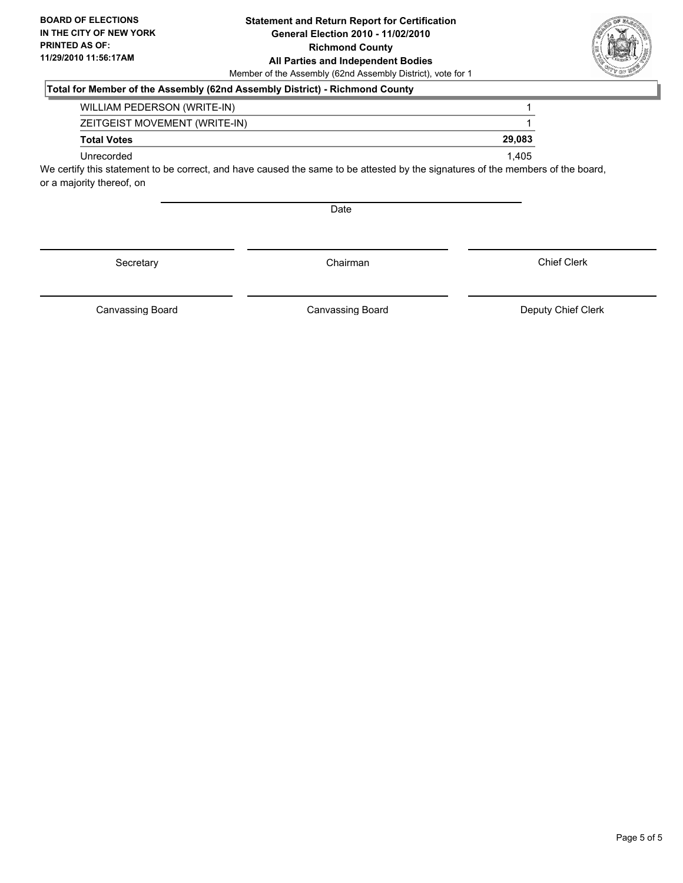**BOARD OF ELECTIONS IN THE CITY OF NEW YORK**
**PRINTED AS OF: 11/29/2010 11:56:17AM**

**Statement and Return Report for Certification**
**General Election 2010 - 11/02/2010**
**Richmond County**
**All Parties and Independent Bodies**
Member of the Assembly (62nd Assembly District), vote for 1

### Total for Member of the Assembly (62nd Assembly District) - Richmond County

| | |
|---|---|
| WILLIAM PEDERSON (WRITE-IN) | 1 |
| ZEITGEIST MOVEMENT (WRITE-IN) | 1 |
| **Total Votes** | **29,083** |
| Unrecorded | 1,405 |

We certify this statement to be correct, and have caused the same to be attested by the signatures of the members of the board, or a majority thereof, on

Date

| | | |
|---|---|---|
| Secretary | Chairman | Chief Clerk |
| Canvassing Board | Canvassing Board | Deputy Chief Clerk |